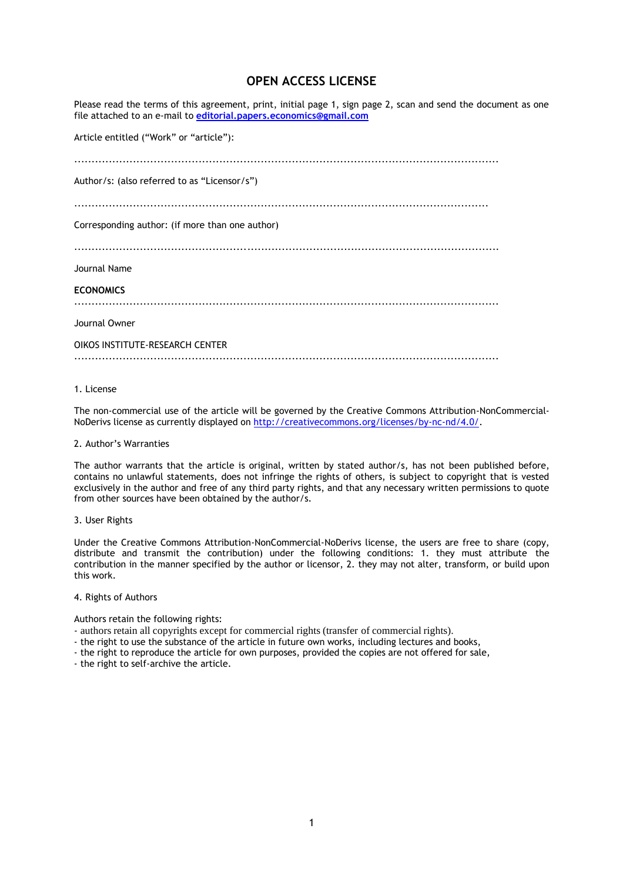# OPEN ACCESS LICENSE

Please read the terms of this agreement, print, initial page 1, sign page 2, scan and send the document as one file attached to an e-mail to **editorial.papers.economics@gmail.com**

Article entitled ("Work" or "article"):

...........................................................................................................................

Author/s: (also referred to as "Licensor/s")

........................................................................................................................

Corresponding author: (if more than one author)

...........................................................................................................................

Journal Name

**ECONOMICS**

...........................................................................................................................

Journal Owner

OIKOS INSTITUTE-RESEARCH CENTER

...........................................................................................................................

1. License

The non-commercial use of the article will be governed by the Creative Commons Attribution-NonCommercial-NoDerivs license as currently displayed on http://creativecommons.org/licenses/by-nc-nd/4.0/.

2. Author's Warranties

The author warrants that the article is original, written by stated author/s, has not been published before, contains no unlawful statements, does not infringe the rights of others, is subject to copyright that is vested exclusively in the author and free of any third party rights, and that any necessary written permissions to quote from other sources have been obtained by the author/s.

3. User Rights

Under the Creative Commons Attribution-NonCommercial-NoDerivs license, the users are free to share (copy, distribute and transmit the contribution) under the following conditions: 1. they must attribute the contribution in the manner specified by the author or licensor, 2. they may not alter, transform, or build upon this work.

4. Rights of Authors

Authors retain the following rights:

- authors retain all copyrights except for commercial rights (transfer of commercial rights).
- the right to use the substance of the article in future own works, including lectures and books,
- the right to reproduce the article for own purposes, provided the copies are not offered for sale,
- the right to self-archive the article.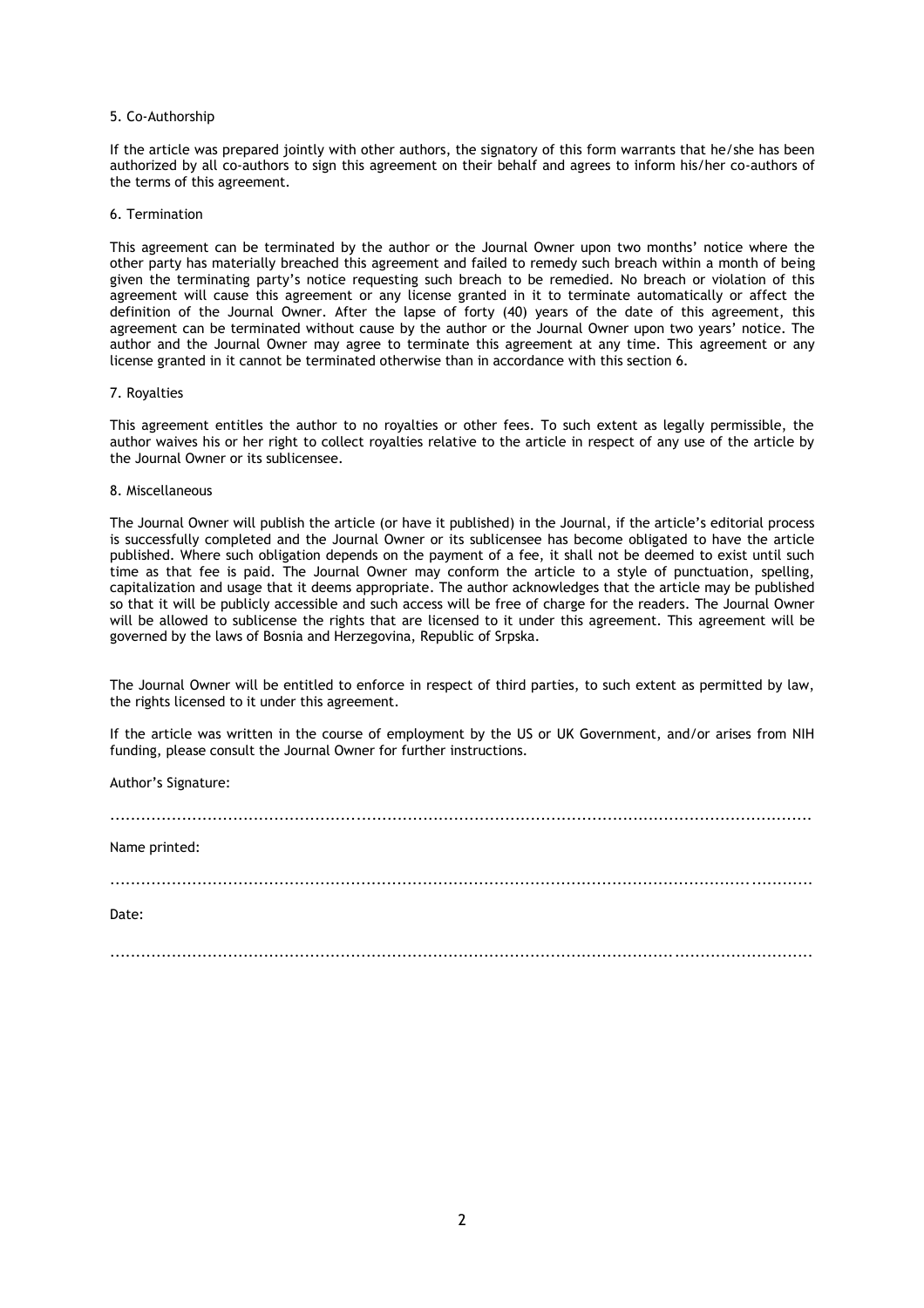5. Co-Authorship

If the article was prepared jointly with other authors, the signatory of this form warrants that he/she has been authorized by all co-authors to sign this agreement on their behalf and agrees to inform his/her co-authors of the terms of this agreement.

6. Termination

This agreement can be terminated by the author or the Journal Owner upon two months' notice where the other party has materially breached this agreement and failed to remedy such breach within a month of being given the terminating party's notice requesting such breach to be remedied. No breach or violation of this agreement will cause this agreement or any license granted in it to terminate automatically or affect the definition of the Journal Owner. After the lapse of forty (40) years of the date of this agreement, this agreement can be terminated without cause by the author or the Journal Owner upon two years' notice. The author and the Journal Owner may agree to terminate this agreement at any time. This agreement or any license granted in it cannot be terminated otherwise than in accordance with this section 6.

7. Royalties

This agreement entitles the author to no royalties or other fees. To such extent as legally permissible, the author waives his or her right to collect royalties relative to the article in respect of any use of the article by the Journal Owner or its sublicensee.

8. Miscellaneous

The Journal Owner will publish the article (or have it published) in the Journal, if the article's editorial process is successfully completed and the Journal Owner or its sublicensee has become obligated to have the article published. Where such obligation depends on the payment of a fee, it shall not be deemed to exist until such time as that fee is paid. The Journal Owner may conform the article to a style of punctuation, spelling, capitalization and usage that it deems appropriate. The author acknowledges that the article may be published so that it will be publicly accessible and such access will be free of charge for the readers. The Journal Owner will be allowed to sublicense the rights that are licensed to it under this agreement. This agreement will be governed by the laws of Bosnia and Herzegovina, Republic of Srpska.

The Journal Owner will be entitled to enforce in respect of third parties, to such extent as permitted by law, the rights licensed to it under this agreement.

If the article was written in the course of employment by the US or UK Government, and/or arises from NIH funding, please consult the Journal Owner for further instructions.

Author's Signature:

...........................................................................................................................................

Name printed:

...........................................................................................................................................

Date:

...........................................................................................................................................